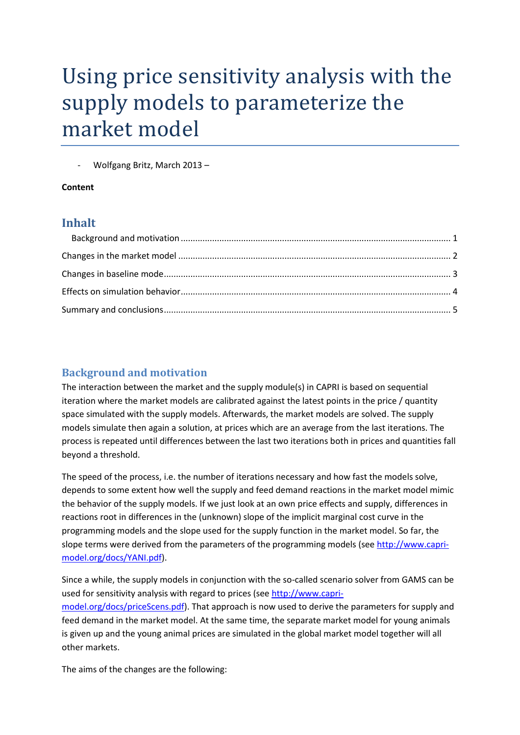# Using price sensitivity analysis with the supply models to parameterize the market model

- Wolfgang Britz, March 2013 –

**Content**

## Inhalt

Background and motivation ............................................................................................................ 1

Changes in the market model ............................................................................................................ 2

Changes in baseline mode ................................................................................................................. 3

Effects on simulation behavior ........................................................................................................... 4

Summary and conclusions .................................................................................................................. 5

## Background and motivation

The interaction between the market and the supply module(s) in CAPRI is based on sequential iteration where the market models are calibrated against the latest points in the price / quantity space simulated with the supply models. Afterwards, the market models are solved. The supply models simulate then again a solution, at prices which are an average from the last iterations. The process is repeated until differences between the last two iterations both in prices and quantities fall beyond a threshold.

The speed of the process, i.e. the number of iterations necessary and how fast the models solve, depends to some extent how well the supply and feed demand reactions in the market model mimic the behavior of the supply models. If we just look at an own price effects and supply, differences in reactions root in differences in the (unknown) slope of the implicit marginal cost curve in the programming models and the slope used for the supply function in the market model. So far, the slope terms were derived from the parameters of the programming models (see http://www.capri-model.org/docs/YANI.pdf).

Since a while, the supply models in conjunction with the so-called scenario solver from GAMS can be used for sensitivity analysis with regard to prices (see http://www.capri-model.org/docs/priceScens.pdf). That approach is now used to derive the parameters for supply and feed demand in the market model. At the same time, the separate market model for young animals is given up and the young animal prices are simulated in the global market model together will all other markets.

The aims of the changes are the following: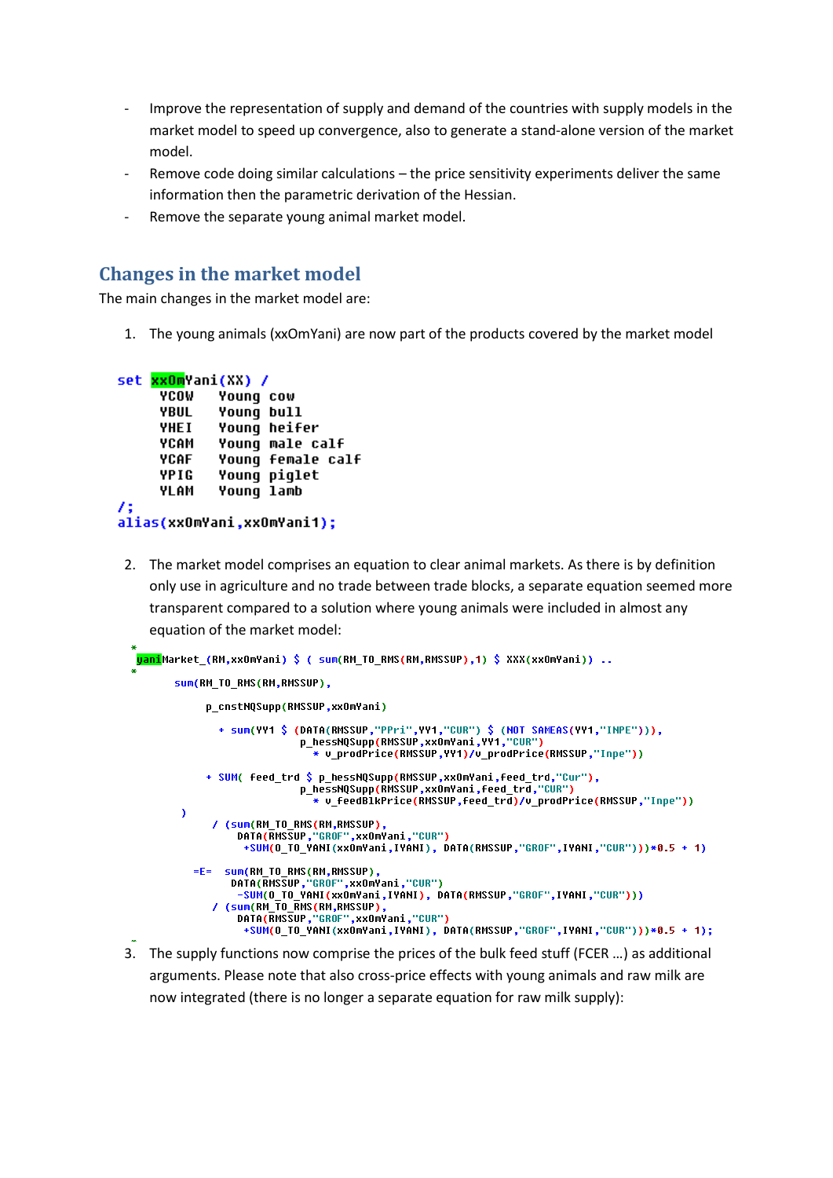- Improve the representation of supply and demand of the countries with supply models in the market model to speed up convergence, also to generate a stand-alone version of the market model.
- Remove code doing similar calculations – the price sensitivity experiments deliver the same information then the parametric derivation of the Hessian.
- Remove the separate young animal market model.

## Changes in the market model

The main changes in the market model are:

1. The young animals (xxOmYani) are now part of the products covered by the market model

```
set xxOmYani(XX) /
     YCOW    Young cow
     YBUL    Young bull
     YHEI    Young heifer
     YCAM    Young male calf
     YCAF    Young female calf
     YPIG    Young piglet
     YLAM    Young lamb
/;
alias(xxOmYani,xxOmYani1);
```

2. The market model comprises an equation to clear animal markets. As there is by definition only use in agriculture and no trade between trade blocks, a separate equation seemed more transparent compared to a solution where young animals were included in almost any equation of the market model:

```
*
yaniMarket_(RM,xxOmYani) $ ( sum(RM_TO_RMS(RM,RMSSUP),1) $ XXX(xxOmYani)) ..
*
      sum(RM_TO_RMS(RM,RMSSUP),

           p_cnstNQSupp(RMSSUP,xxOmYani)

             + sum(YY1 $ (DATA(RMSSUP,"PPri",YY1,"CUR") $ (NOT SAMEAS(YY1,"INPE"))),
                         p_hessNQSupp(RMSSUP,xxOmYani,YY1,"CUR")
                           * v_prodPrice(RMSSUP,YY1)/v_prodPrice(RMSSUP,"Inpe"))

           + SUM( feed_trd $ p_hessNQSupp(RMSSUP,xxOmYani,feed_trd,"Cur"),
                         p_hessNQSupp(RMSSUP,xxOmYani,feed_trd,"CUR")
                           * v_feedBlkPrice(RMSSUP,feed_trd)/v_prodPrice(RMSSUP,"Inpe"))
       )
          / (sum(RM_TO_RMS(RM,RMSSUP),
              DATA(RMSSUP,"GROF",xxOmYani,"CUR")
               +SUM(O_TO_YANI(xxOmYani,IYANI), DATA(RMSSUP,"GROF",IYANI,"CUR")))*0.5 + 1)

        =E=  sum(RM_TO_RMS(RM,RMSSUP),
               DATA(RMSSUP,"GROF",xxOmYani,"CUR")
              -SUM(O_TO_YANI(xxOmYani,IYANI), DATA(RMSSUP,"GROF",IYANI,"CUR")))
          / (sum(RM_TO_RMS(RM,RMSSUP),
              DATA(RMSSUP,"GROF",xxOmYani,"CUR")
               +SUM(O_TO_YANI(xxOmYani,IYANI), DATA(RMSSUP,"GROF",IYANI,"CUR")))*0.5 + 1);
```

3. The supply functions now comprise the prices of the bulk feed stuff (FCER …) as additional arguments. Please note that also cross-price effects with young animals and raw milk are now integrated (there is no longer a separate equation for raw milk supply):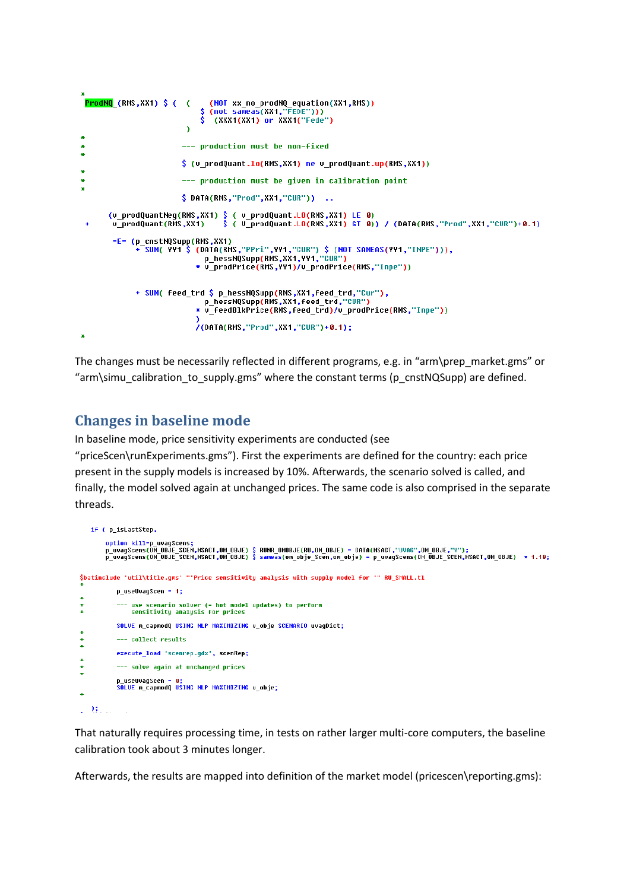```
*
 ProdNQ_(RMS,XX1) $ (  (    (NOT xx_no_prodNQ_equation(XX1,RMS))
                          $ (not sameas(XX1,"FEDE"))
                          $  (XXX1(XX1) or XXX1("Fede")
                     )
*
*                   --- production must be non-fixed
*
                    $ (v_prodQuant.lo(RMS,XX1) ne v_prodQuant.up(RMS,XX1))
*
*                   --- production must be given in calibration point
*
                    $ DATA(RMS,"Prod",XX1,"CUR"))  ..

      (v_prodQuantNeg(RMS,XX1) $ ( v_prodQuant.LO(RMS,XX1) LE 0)
  +    v_prodQuant(RMS,XX1)    $ ( v_prodQuant.LO(RMS,XX1) GT 0)) / (DATA(RMS,"Prod",XX1,"CUR")+0.1)

       =E= (p_cnstNQSupp(RMS,XX1)
            + SUM( YY1 $ (DATA(RMS,"PPri",YY1,"CUR") $ (NOT SAMEAS(YY1,"INPE"))),
                     p_hessNQSupp(RMS,XX1,YY1,"CUR")
                   * v_prodPrice(RMS,YY1)/v_prodPrice(RMS,"Inpe"))


            + SUM( feed_trd $ p_hessNQSupp(RMS,XX1,feed_trd,"Cur"),
                     p_hessNQSupp(RMS,XX1,feed_trd,"CUR")
                   * v_feedBlkPrice(RMS,feed_trd)/v_prodPrice(RMS,"Inpe"))
                   )
                   /(DATA(RMS,"Prod",XX1,"CUR")+0.1);
*
```

The changes must be necessarily reflected in different programs, e.g. in “arm\prep_market.gms” or “arm\simu_calibration_to_supply.gms” where the constant terms (p_cnstNQSupp) are defined.

## Changes in baseline mode

In baseline mode, price sensitivity experiments are conducted (see “priceScen\runExperiments.gms”). First the experiments are defined for the country: each price present in the supply models is increased by 10%. Afterwards, the scenario solved is called, and finally, the model solved again at unchanged prices. The same code is also comprised in the separate threads.

```
   if ( p_isLastStep,

      option kill=p_uvagScens;
      p_uvagScens(OM_OBJE_SCEN,MSACT,OM_OBJE) $ RUNR_OMOBJE(RU,OM_OBJE) = DATA(MSACT,"UVAG",OM_OBJE,"Y");
      p_uvagScens(OM_OBJE_SCEN,MSACT,OM_OBJE) $ sameas(om_obje_Scen,om_obje) = p_uvagScens(OM_OBJE_SCEN,MSACT,OM_OBJE)  * 1.10;

$batinclude 'util\title.gms' "'Price sensitivity analysis with supply model for '" RU_SMALL.tl
*
        p_useUvagScen = 1;
*
*       --- use scenario solver (= hot model updates) to perform
*           sensitivity analysis for prices
*
        SOLVE m_capmodQ USING NLP MAXIMIZING v_obje SCENARIO uvagDict;
*
*       --- collect results
*
        execute_load 'scenrep.gdx', scenRep;
*
*       --- solve again at unchanged prices
*
        p_useUvagScen = 0;
        SOLVE m_capmodQ USING NLP MAXIMIZING v_obje;
*
  );
```

That naturally requires processing time, in tests on rather larger multi-core computers, the baseline calibration took about 3 minutes longer.

Afterwards, the results are mapped into definition of the market model (pricescen\reporting.gms):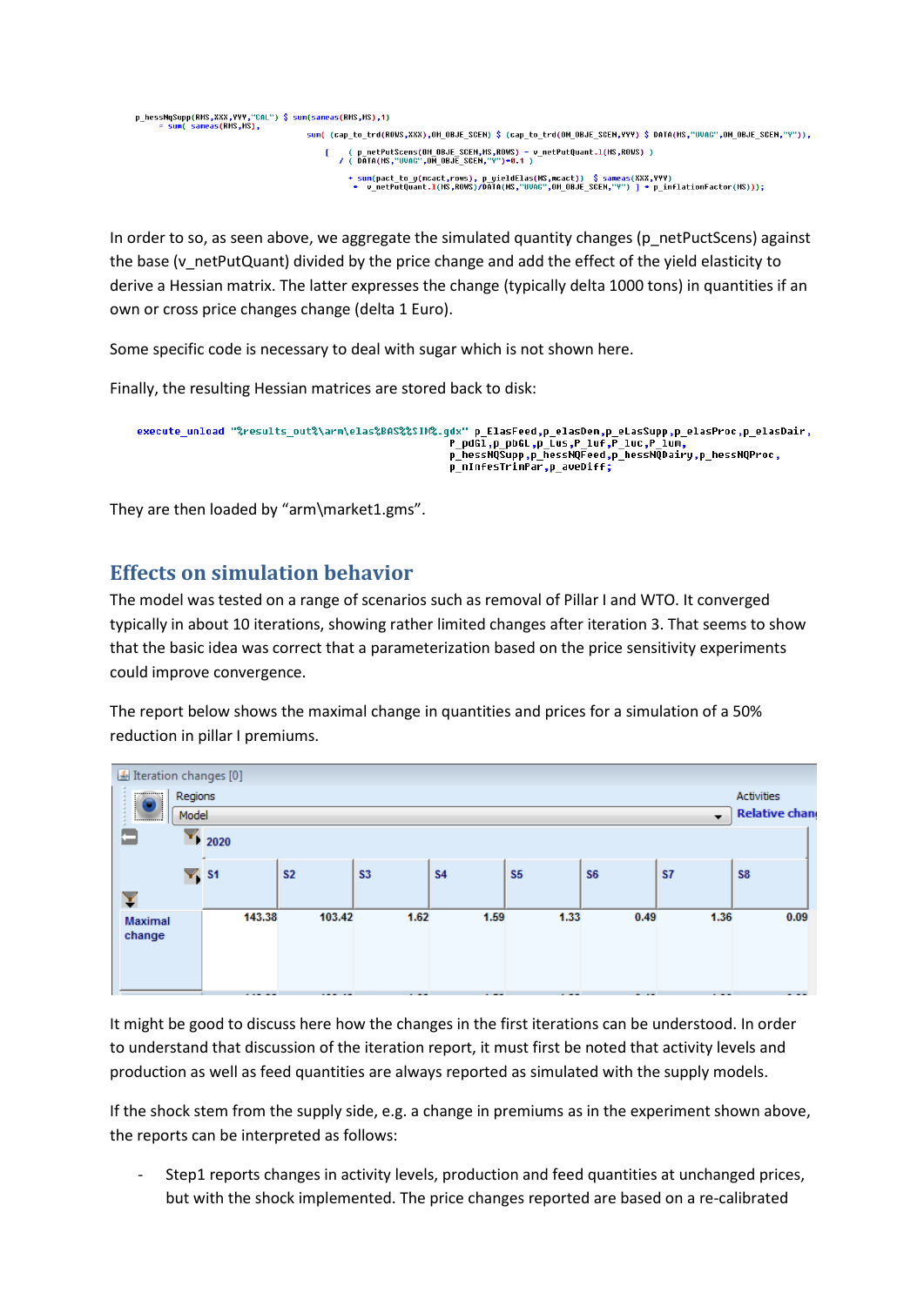```
p_hessNqSupp(RMS,XXX,YYY,"CAL") $ sum(sameas(RMS,MS),1)
      = sum( sameas(RMS,MS),
                         sum( (cap_to_trd(ROWS,XXX),OM_OBJE_SCEN) $ (cap_to_trd(OM_OBJE_SCEN,YYY) $ DATA(MS,"UVAG",OM_OBJE_SCEN,"Y")),

                              [   ( p_netPutScens(OM_OBJE_SCEN,MS,ROWS) - v_netPutQuant.l(MS,ROWS) )
                              / ( DATA(MS,"UVAG",OM_OBJE_SCEN,"Y")*0.1 )

                                + sum(pact_to_y(mcact,rows), p_yieldElas(MS,mcact))  $ sameas(XXX,YYY)
                                * v_netPutQuant.l(MS,ROWS)/DATA(MS,"UVAG",OM_OBJE_SCEN,"Y") ] * p_inflationFactor(MS)));
```

In order to so, as seen above, we aggregate the simulated quantity changes (p_netPuctScens) against the base (v_netPutQuant) divided by the price change and add the effect of the yield elasticity to derive a Hessian matrix. The latter expresses the change (typically delta 1000 tons) in quantities if an own or cross price changes change (delta 1 Euro).

Some specific code is necessary to deal with sugar which is not shown here.

Finally, the resulting Hessian matrices are stored back to disk:

```
execute_unload "%results_out%\arm\elas%BAS%%SIM%.gdx" p_ElasFeed,p_elasDem,p_eLasSupp,p_elasProc,p_elasDair,
                                                        P_pdGl,p_pbGL,p_Lus,P_luf,P_luc,P_lum,
                                                        p_hessNQSupp,p_hessNQFeed,p_hessNQDairy,p_hessNQProc,
                                                        p_nInfesTrinPar,p_aveDiff;
```

They are then loaded by “arm\market1.gms”.

## Effects on simulation behavior

The model was tested on a range of scenarios such as removal of Pillar I and WTO. It converged typically in about 10 iterations, showing rather limited changes after iteration 3. That seems to show that the basic idea was correct that a parameterization based on the price sensitivity experiments could improve convergence.

The report below shows the maximal change in quantities and prices for a simulation of a 50% reduction in pillar I premiums.

Iteration changes [0]

Regions: Model — Activities: Relative chan...

| 2020 | S1 | S2 | S3 | S4 | S5 | S6 | S7 | S8 |
|---|---|---|---|---|---|---|---|---|
| Maximal change | 143.38 | 103.42 | 1.62 | 1.59 | 1.33 | 0.49 | 1.36 | 0.09 |

It might be good to discuss here how the changes in the first iterations can be understood. In order to understand that discussion of the iteration report, it must first be noted that activity levels and production as well as feed quantities are always reported as simulated with the supply models.

If the shock stem from the supply side, e.g. a change in premiums as in the experiment shown above, the reports can be interpreted as follows:

- Step1 reports changes in activity levels, production and feed quantities at unchanged prices, but with the shock implemented. The price changes reported are based on a re-calibrated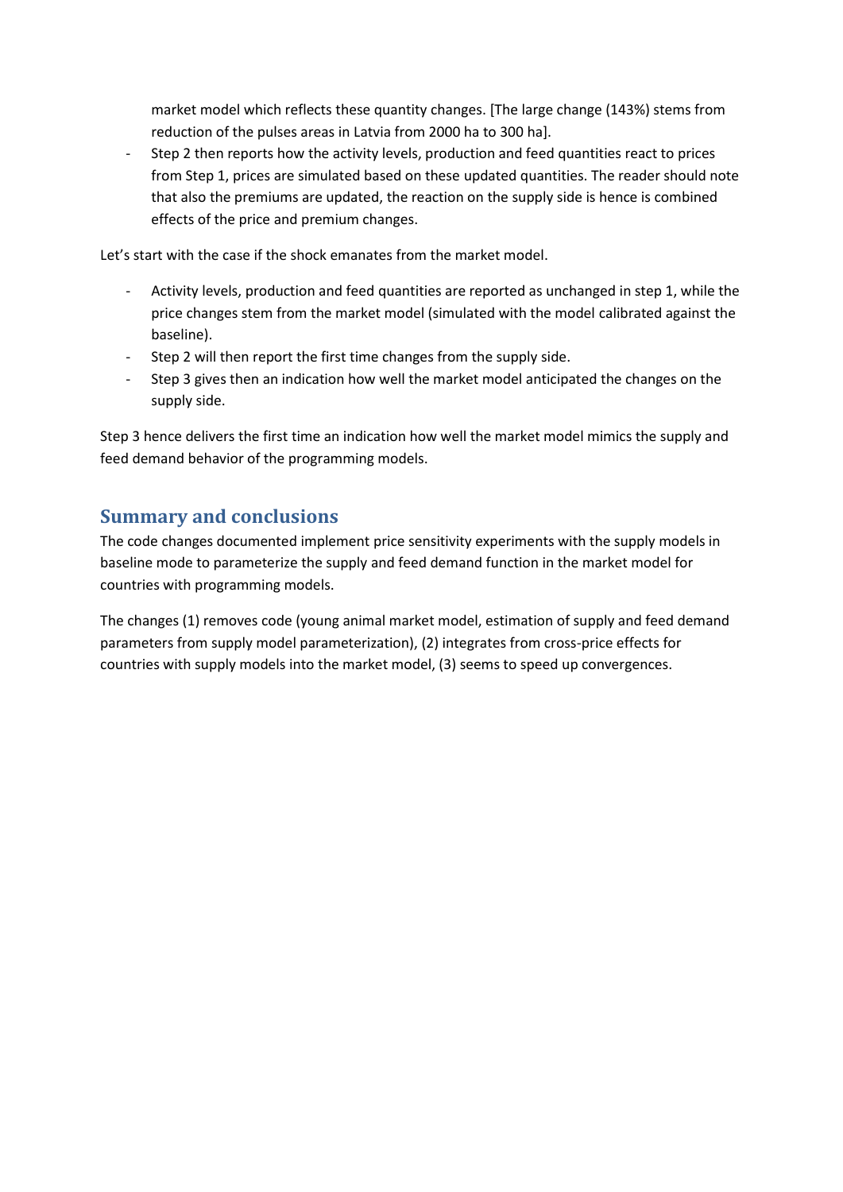market model which reflects these quantity changes. [The large change (143%) stems from reduction of the pulses areas in Latvia from 2000 ha to 300 ha].

- Step 2 then reports how the activity levels, production and feed quantities react to prices from Step 1, prices are simulated based on these updated quantities. The reader should note that also the premiums are updated, the reaction on the supply side is hence is combined effects of the price and premium changes.

Let's start with the case if the shock emanates from the market model.

- Activity levels, production and feed quantities are reported as unchanged in step 1, while the price changes stem from the market model (simulated with the model calibrated against the baseline).
- Step 2 will then report the first time changes from the supply side.
- Step 3 gives then an indication how well the market model anticipated the changes on the supply side.

Step 3 hence delivers the first time an indication how well the market model mimics the supply and feed demand behavior of the programming models.

## Summary and conclusions

The code changes documented implement price sensitivity experiments with the supply models in baseline mode to parameterize the supply and feed demand function in the market model for countries with programming models.

The changes (1) removes code (young animal market model, estimation of supply and feed demand parameters from supply model parameterization), (2) integrates from cross-price effects for countries with supply models into the market model, (3) seems to speed up convergences.